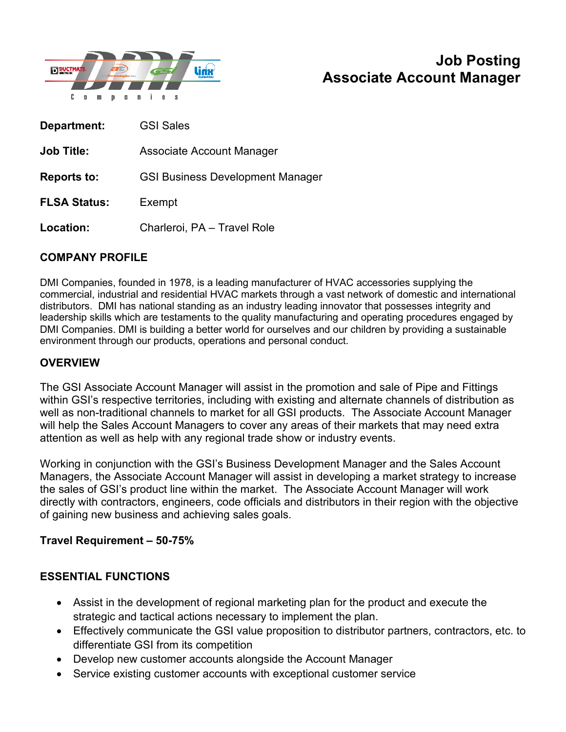# Job Posting
# Associate Account Manager

**Department:** GSI Sales

**Job Title:** Associate Account Manager

**Reports to:** GSI Business Development Manager

**FLSA Status:** Exempt

**Location:** Charleroi, PA – Travel Role

## COMPANY PROFILE

DMI Companies, founded in 1978, is a leading manufacturer of HVAC accessories supplying the commercial, industrial and residential HVAC markets through a vast network of domestic and international distributors. DMI has national standing as an industry leading innovator that possesses integrity and leadership skills which are testaments to the quality manufacturing and operating procedures engaged by DMI Companies. DMI is building a better world for ourselves and our children by providing a sustainable environment through our products, operations and personal conduct.

## OVERVIEW

The GSI Associate Account Manager will assist in the promotion and sale of Pipe and Fittings within GSI's respective territories, including with existing and alternate channels of distribution as well as non-traditional channels to market for all GSI products. The Associate Account Manager will help the Sales Account Managers to cover any areas of their markets that may need extra attention as well as help with any regional trade show or industry events.

Working in conjunction with the GSI's Business Development Manager and the Sales Account Managers, the Associate Account Manager will assist in developing a market strategy to increase the sales of GSI's product line within the market. The Associate Account Manager will work directly with contractors, engineers, code officials and distributors in their region with the objective of gaining new business and achieving sales goals.

**Travel Requirement – 50-75%**

## ESSENTIAL FUNCTIONS

- Assist in the development of regional marketing plan for the product and execute the strategic and tactical actions necessary to implement the plan.
- Effectively communicate the GSI value proposition to distributor partners, contractors, etc. to differentiate GSI from its competition
- Develop new customer accounts alongside the Account Manager
- Service existing customer accounts with exceptional customer service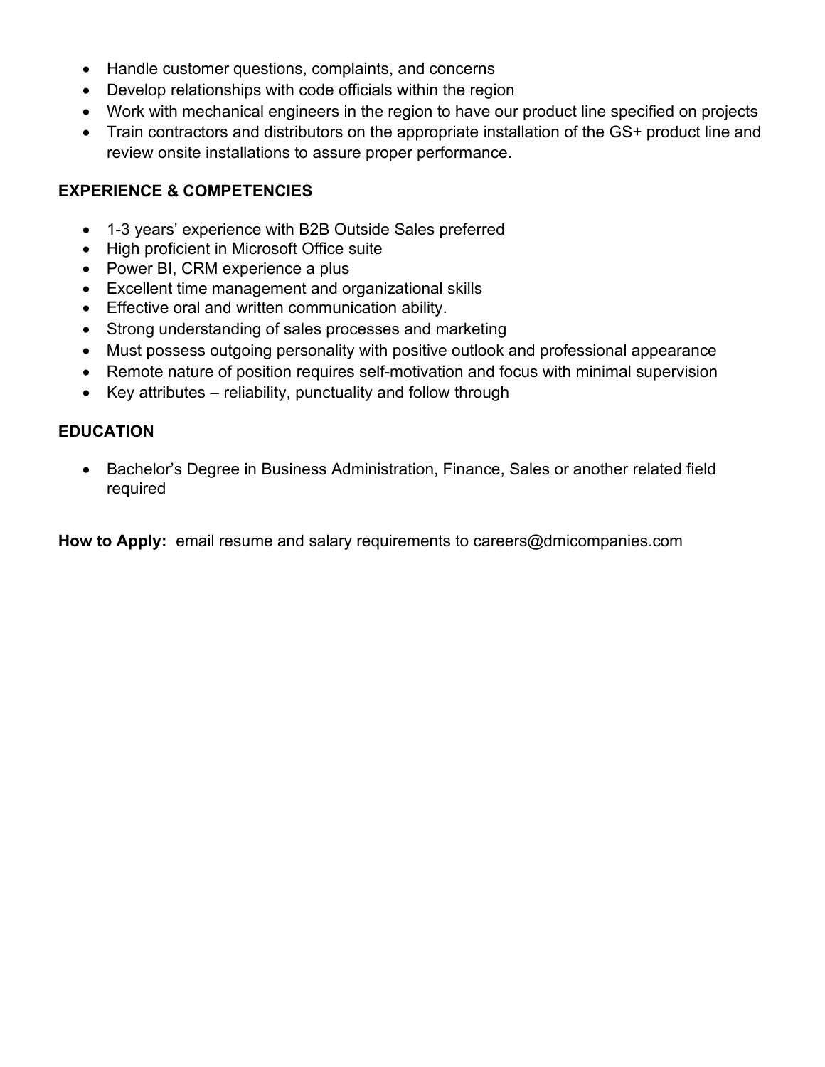- Handle customer questions, complaints, and concerns
- Develop relationships with code officials within the region
- Work with mechanical engineers in the region to have our product line specified on projects
- Train contractors and distributors on the appropriate installation of the GS+ product line and review onsite installations to assure proper performance.

## EXPERIENCE & COMPETENCIES

- 1-3 years' experience with B2B Outside Sales preferred
- High proficient in Microsoft Office suite
- Power BI, CRM experience a plus
- Excellent time management and organizational skills
- Effective oral and written communication ability.
- Strong understanding of sales processes and marketing
- Must possess outgoing personality with positive outlook and professional appearance
- Remote nature of position requires self-motivation and focus with minimal supervision
- Key attributes – reliability, punctuality and follow through

## EDUCATION

- Bachelor's Degree in Business Administration, Finance, Sales or another related field required

**How to Apply:** email resume and salary requirements to careers@dmicompanies.com